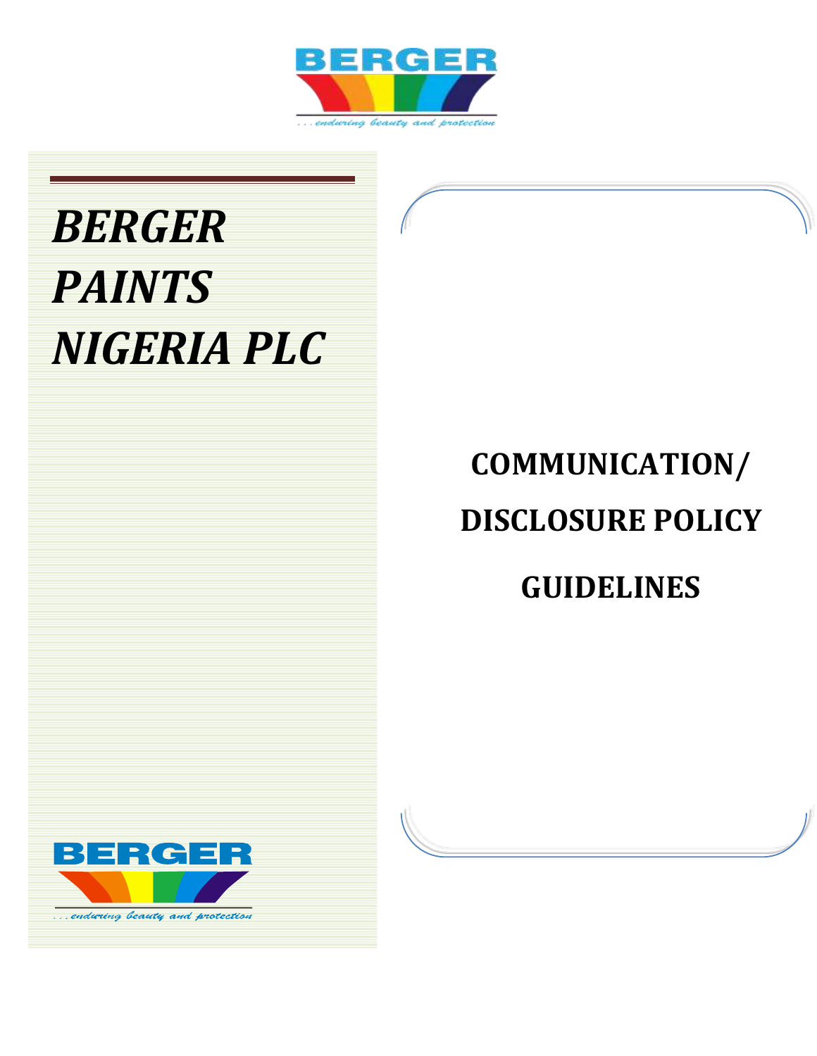BERGER

...enduring beauty and protection

# *BERGER PAINTS NIGERIA PLC*

## COMMUNICATION/ DISCLOSURE POLICY GUIDELINES

BERGER

...enduring beauty and protection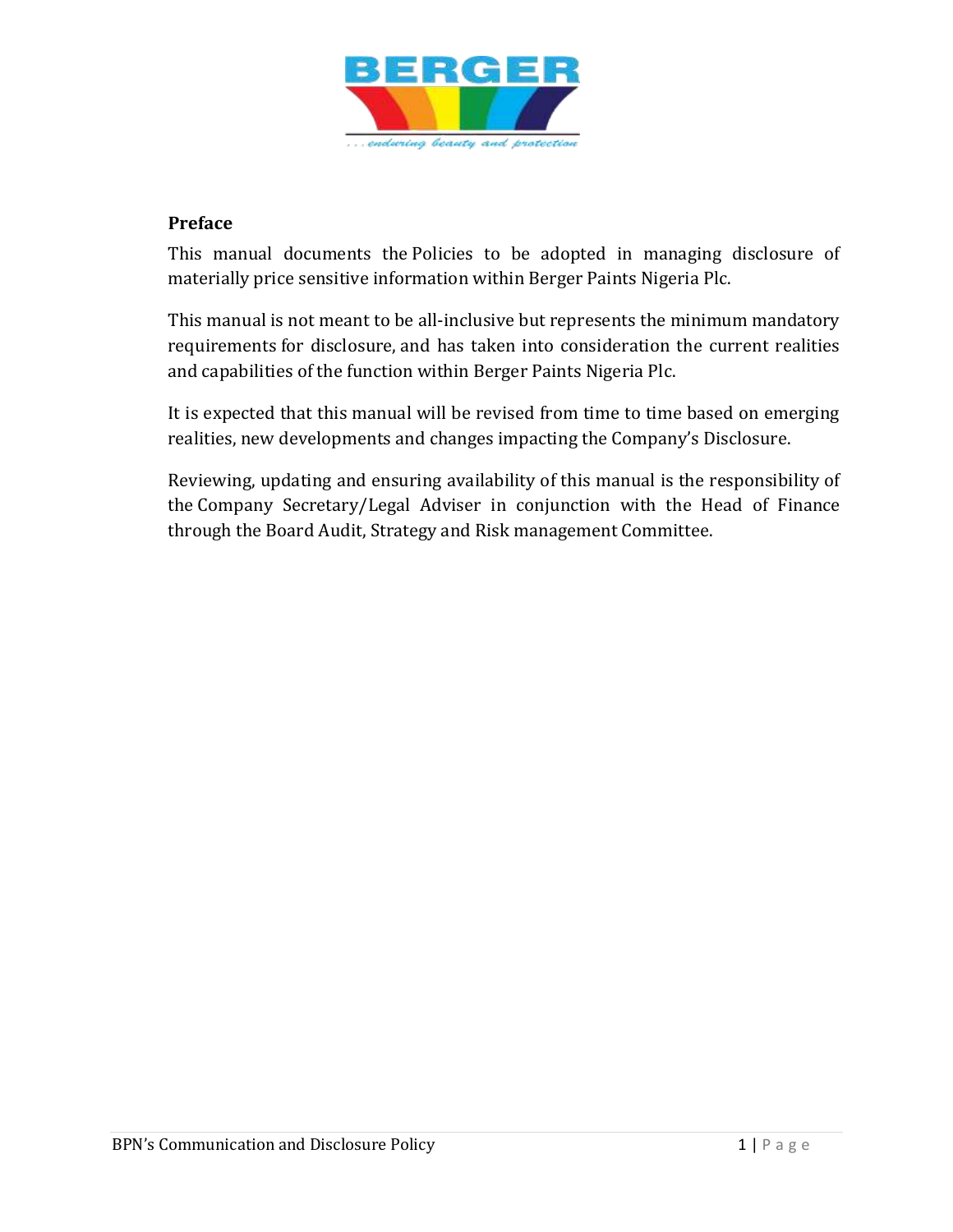## Preface

This manual documents the Policies to be adopted in managing disclosure of materially price sensitive information within Berger Paints Nigeria Plc.

This manual is not meant to be all-inclusive but represents the minimum mandatory requirements for disclosure, and has taken into consideration the current realities and capabilities of the function within Berger Paints Nigeria Plc.

It is expected that this manual will be revised from time to time based on emerging realities, new developments and changes impacting the Company's Disclosure.

Reviewing, updating and ensuring availability of this manual is the responsibility of the Company Secretary/Legal Adviser in conjunction with the Head of Finance through the Board Audit, Strategy and Risk management Committee.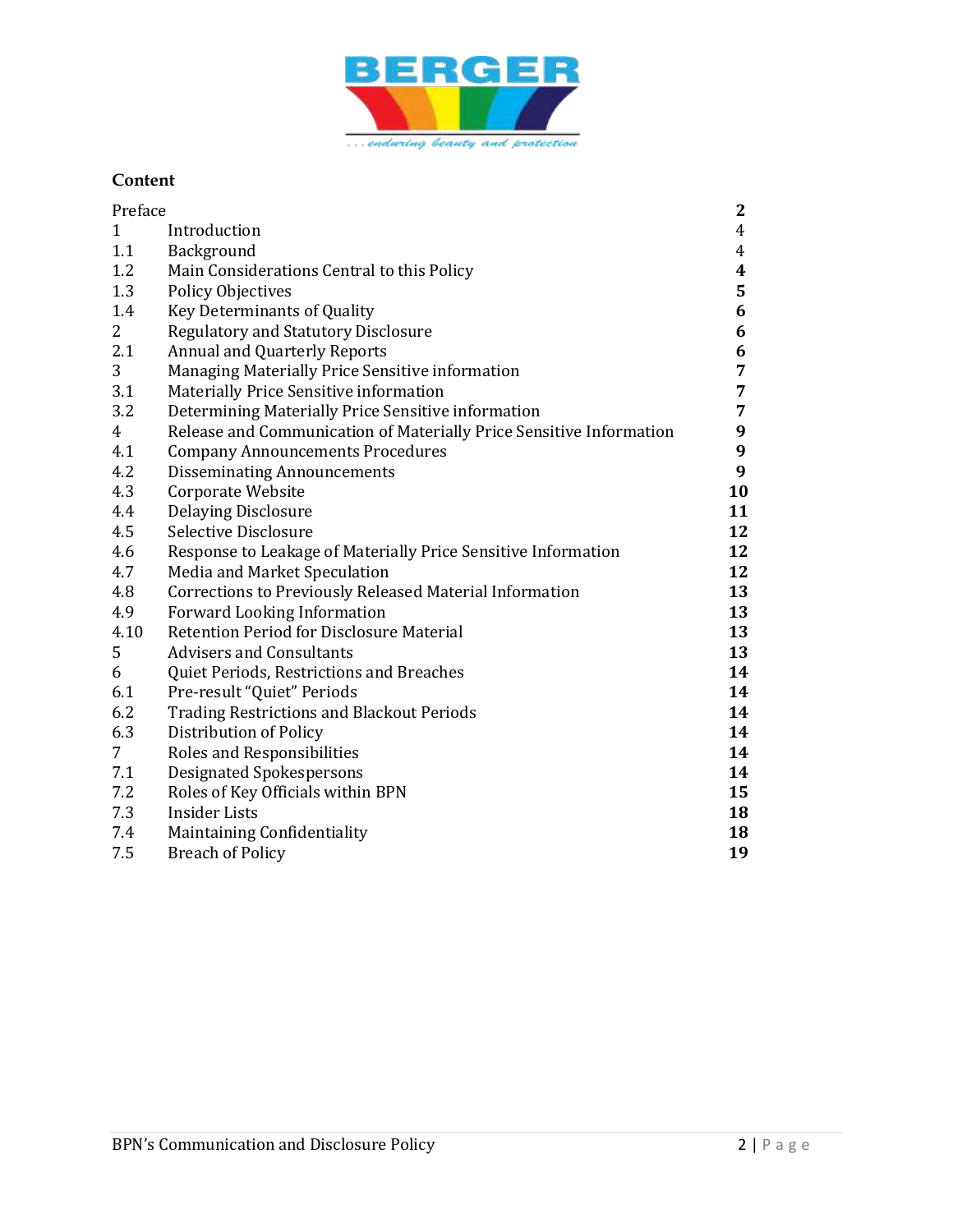## Content

| | | |
|---|---|---|
| Preface | | 2 |
| 1 | Introduction | 4 |
| 1.1 | Background | 4 |
| 1.2 | Main Considerations Central to this Policy | 4 |
| 1.3 | Policy Objectives | 5 |
| 1.4 | Key Determinants of Quality | 6 |
| 2 | Regulatory and Statutory Disclosure | 6 |
| 2.1 | Annual and Quarterly Reports | 6 |
| 3 | Managing Materially Price Sensitive information | 7 |
| 3.1 | Materially Price Sensitive information | 7 |
| 3.2 | Determining Materially Price Sensitive information | 7 |
| 4 | Release and Communication of Materially Price Sensitive Information | 9 |
| 4.1 | Company Announcements Procedures | 9 |
| 4.2 | Disseminating Announcements | 9 |
| 4.3 | Corporate Website | 10 |
| 4.4 | Delaying Disclosure | 11 |
| 4.5 | Selective Disclosure | 12 |
| 4.6 | Response to Leakage of Materially Price Sensitive Information | 12 |
| 4.7 | Media and Market Speculation | 12 |
| 4.8 | Corrections to Previously Released Material Information | 13 |
| 4.9 | Forward Looking Information | 13 |
| 4.10 | Retention Period for Disclosure Material | 13 |
| 5 | Advisers and Consultants | 13 |
| 6 | Quiet Periods, Restrictions and Breaches | 14 |
| 6.1 | Pre-result "Quiet" Periods | 14 |
| 6.2 | Trading Restrictions and Blackout Periods | 14 |
| 6.3 | Distribution of Policy | 14 |
| 7 | Roles and Responsibilities | 14 |
| 7.1 | Designated Spokespersons | 14 |
| 7.2 | Roles of Key Officials within BPN | 15 |
| 7.3 | Insider Lists | 18 |
| 7.4 | Maintaining Confidentiality | 18 |
| 7.5 | Breach of Policy | 19 |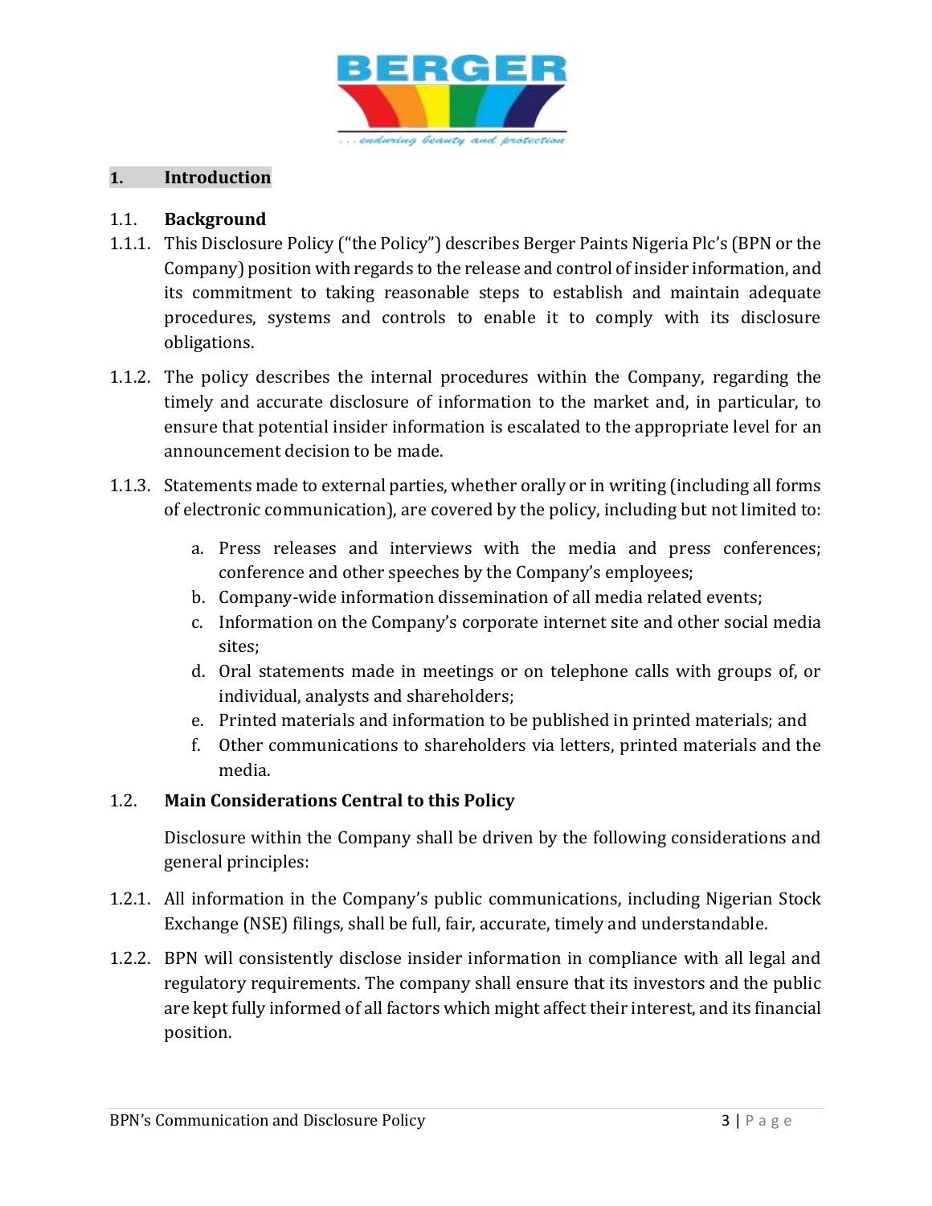## 1. Introduction

### 1.1. Background

1.1.1. This Disclosure Policy ("the Policy") describes Berger Paints Nigeria Plc's (BPN or the Company) position with regards to the release and control of insider information, and its commitment to taking reasonable steps to establish and maintain adequate procedures, systems and controls to enable it to comply with its disclosure obligations.

1.1.2. The policy describes the internal procedures within the Company, regarding the timely and accurate disclosure of information to the market and, in particular, to ensure that potential insider information is escalated to the appropriate level for an announcement decision to be made.

1.1.3. Statements made to external parties, whether orally or in writing (including all forms of electronic communication), are covered by the policy, including but not limited to:

a. Press releases and interviews with the media and press conferences; conference and other speeches by the Company's employees;
b. Company-wide information dissemination of all media related events;
c. Information on the Company's corporate internet site and other social media sites;
d. Oral statements made in meetings or on telephone calls with groups of, or individual, analysts and shareholders;
e. Printed materials and information to be published in printed materials; and
f. Other communications to shareholders via letters, printed materials and the media.

### 1.2. Main Considerations Central to this Policy

Disclosure within the Company shall be driven by the following considerations and general principles:

1.2.1. All information in the Company's public communications, including Nigerian Stock Exchange (NSE) filings, shall be full, fair, accurate, timely and understandable.

1.2.2. BPN will consistently disclose insider information in compliance with all legal and regulatory requirements. The company shall ensure that its investors and the public are kept fully informed of all factors which might affect their interest, and its financial position.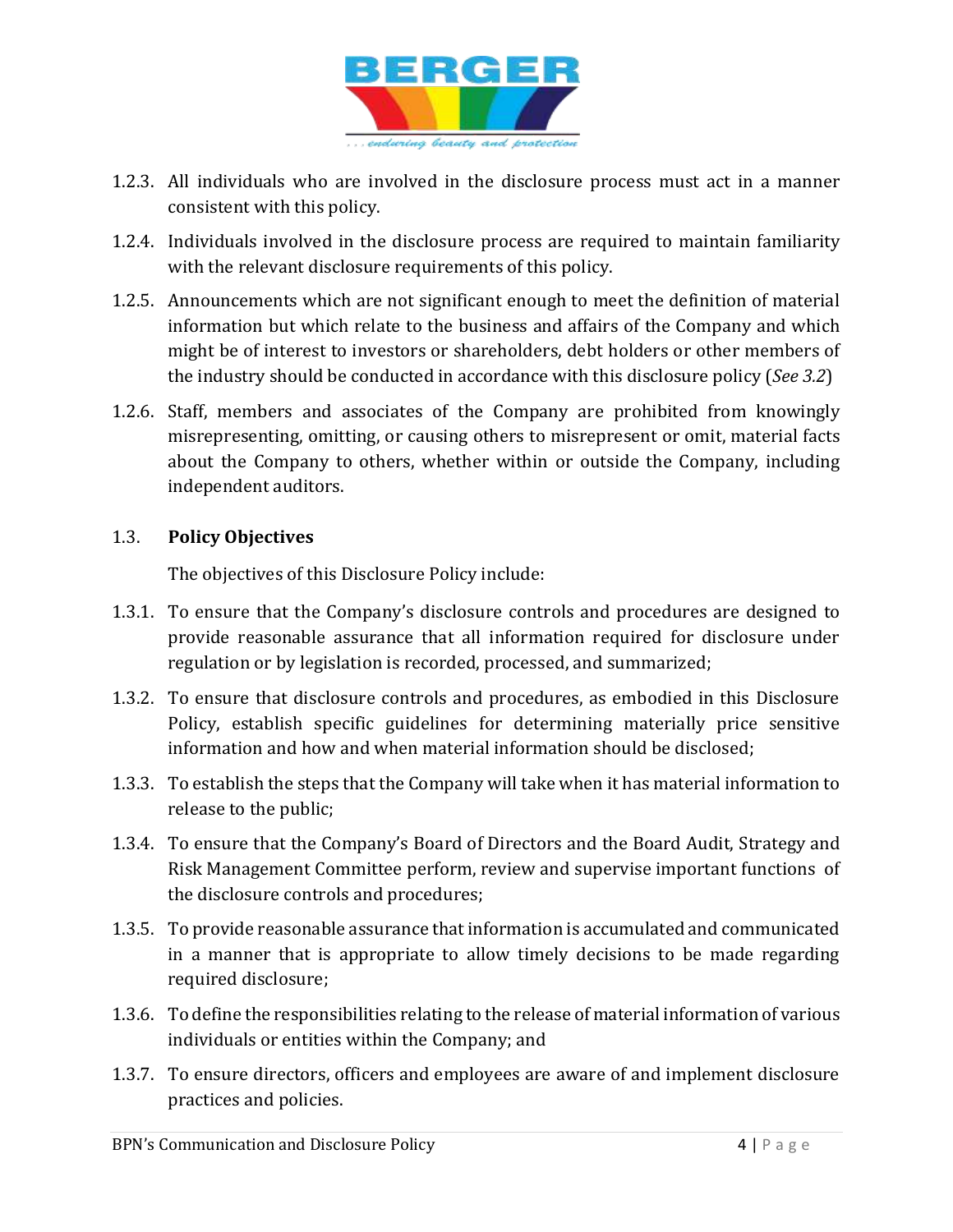1.2.3. All individuals who are involved in the disclosure process must act in a manner consistent with this policy.

1.2.4. Individuals involved in the disclosure process are required to maintain familiarity with the relevant disclosure requirements of this policy.

1.2.5. Announcements which are not significant enough to meet the definition of material information but which relate to the business and affairs of the Company and which might be of interest to investors or shareholders, debt holders or other members of the industry should be conducted in accordance with this disclosure policy (*See 3.2*)

1.2.6. Staff, members and associates of the Company are prohibited from knowingly misrepresenting, omitting, or causing others to misrepresent or omit, material facts about the Company to others, whether within or outside the Company, including independent auditors.

### 1.3. Policy Objectives

The objectives of this Disclosure Policy include:

1.3.1. To ensure that the Company's disclosure controls and procedures are designed to provide reasonable assurance that all information required for disclosure under regulation or by legislation is recorded, processed, and summarized;

1.3.2. To ensure that disclosure controls and procedures, as embodied in this Disclosure Policy, establish specific guidelines for determining materially price sensitive information and how and when material information should be disclosed;

1.3.3. To establish the steps that the Company will take when it has material information to release to the public;

1.3.4. To ensure that the Company's Board of Directors and the Board Audit, Strategy and Risk Management Committee perform, review and supervise important functions of the disclosure controls and procedures;

1.3.5. To provide reasonable assurance that information is accumulated and communicated in a manner that is appropriate to allow timely decisions to be made regarding required disclosure;

1.3.6. To define the responsibilities relating to the release of material information of various individuals or entities within the Company; and

1.3.7. To ensure directors, officers and employees are aware of and implement disclosure practices and policies.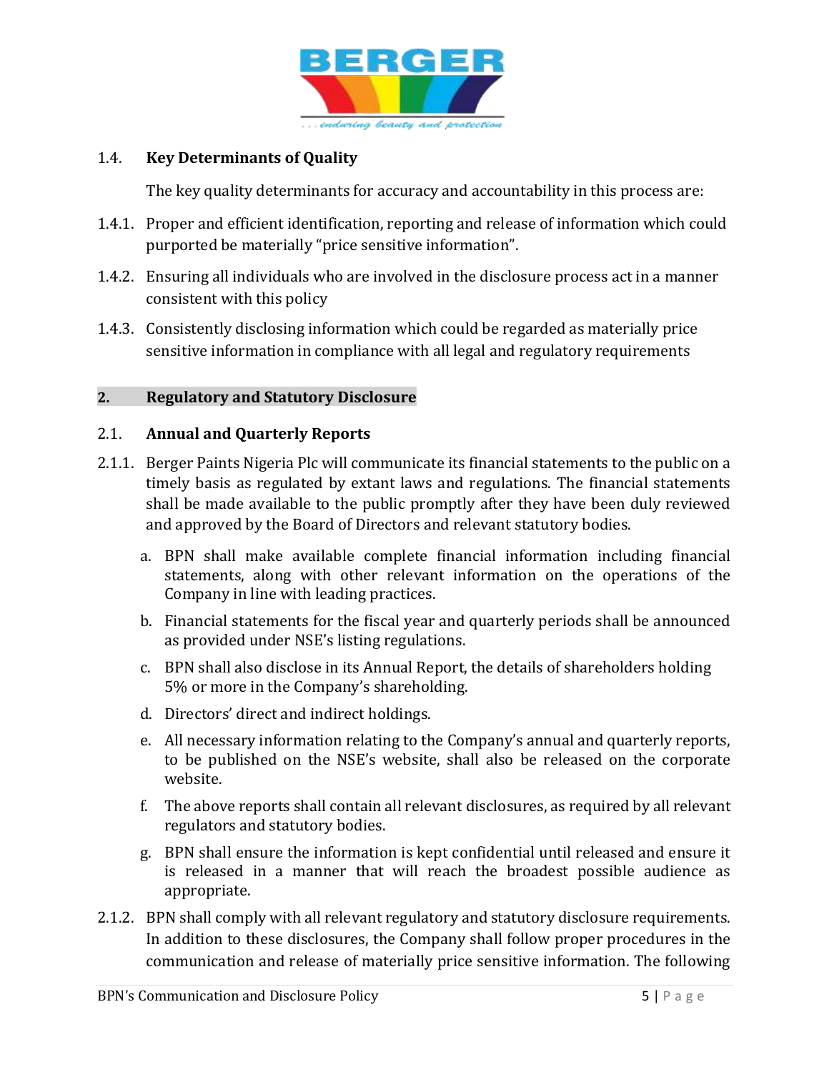### 1.4. Key Determinants of Quality

The key quality determinants for accuracy and accountability in this process are:

1.4.1. Proper and efficient identification, reporting and release of information which could purported be materially "price sensitive information".

1.4.2. Ensuring all individuals who are involved in the disclosure process act in a manner consistent with this policy

1.4.3. Consistently disclosing information which could be regarded as materially price sensitive information in compliance with all legal and regulatory requirements

## 2. Regulatory and Statutory Disclosure

### 2.1. Annual and Quarterly Reports

2.1.1. Berger Paints Nigeria Plc will communicate its financial statements to the public on a timely basis as regulated by extant laws and regulations. The financial statements shall be made available to the public promptly after they have been duly reviewed and approved by the Board of Directors and relevant statutory bodies.

a. BPN shall make available complete financial information including financial statements, along with other relevant information on the operations of the Company in line with leading practices.

b. Financial statements for the fiscal year and quarterly periods shall be announced as provided under NSE's listing regulations.

c. BPN shall also disclose in its Annual Report, the details of shareholders holding 5% or more in the Company's shareholding.

d. Directors' direct and indirect holdings.

e. All necessary information relating to the Company's annual and quarterly reports, to be published on the NSE's website, shall also be released on the corporate website.

f. The above reports shall contain all relevant disclosures, as required by all relevant regulators and statutory bodies.

g. BPN shall ensure the information is kept confidential until released and ensure it is released in a manner that will reach the broadest possible audience as appropriate.

2.1.2. BPN shall comply with all relevant regulatory and statutory disclosure requirements. In addition to these disclosures, the Company shall follow proper procedures in the communication and release of materially price sensitive information. The following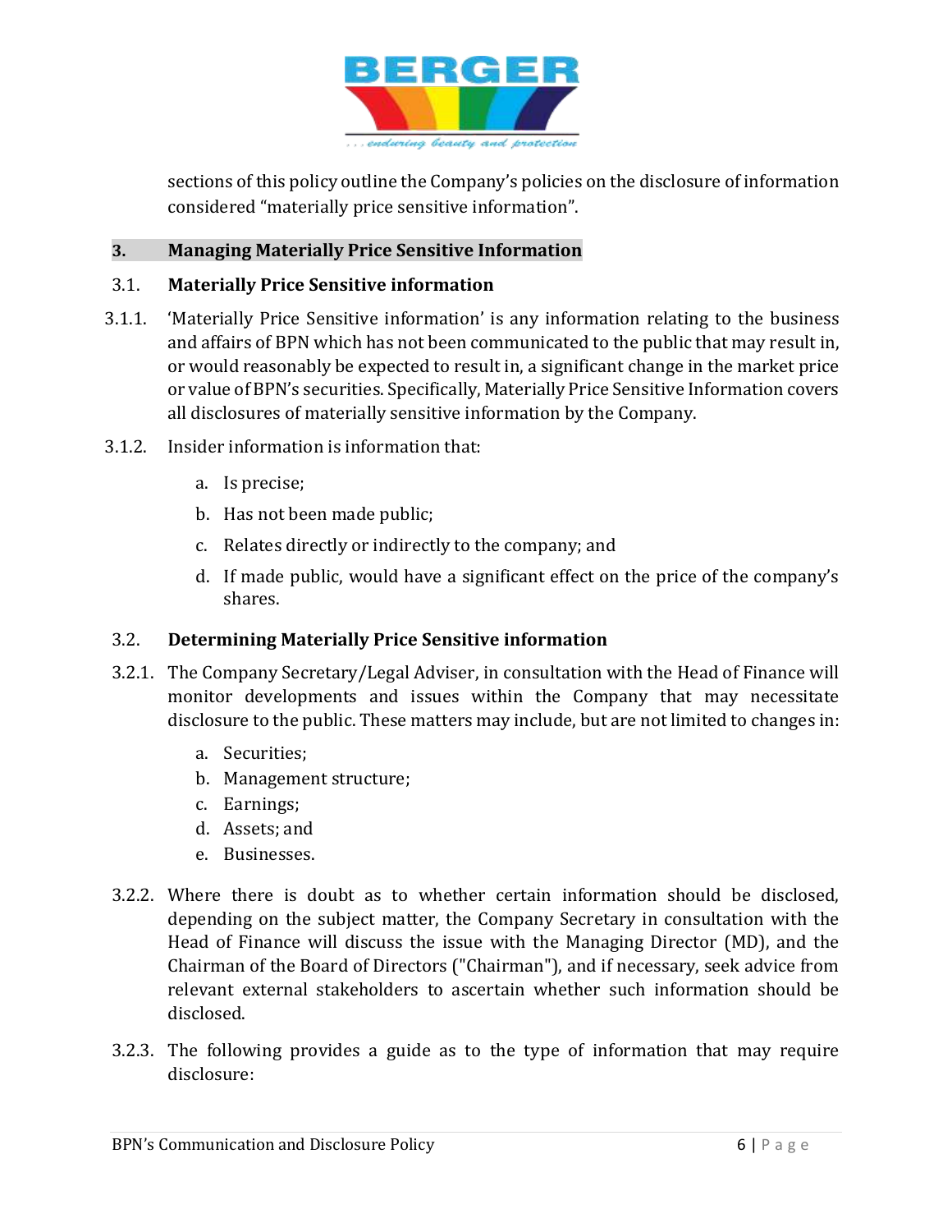sections of this policy outline the Company's policies on the disclosure of information considered "materially price sensitive information".

## 3. Managing Materially Price Sensitive Information

### 3.1. Materially Price Sensitive information

3.1.1. 'Materially Price Sensitive information' is any information relating to the business and affairs of BPN which has not been communicated to the public that may result in, or would reasonably be expected to result in, a significant change in the market price or value of BPN's securities. Specifically, Materially Price Sensitive Information covers all disclosures of materially sensitive information by the Company.

3.1.2. Insider information is information that:

a. Is precise;

b. Has not been made public;

c. Relates directly or indirectly to the company; and

d. If made public, would have a significant effect on the price of the company's shares.

### 3.2. Determining Materially Price Sensitive information

3.2.1. The Company Secretary/Legal Adviser, in consultation with the Head of Finance will monitor developments and issues within the Company that may necessitate disclosure to the public. These matters may include, but are not limited to changes in:

a. Securities;
b. Management structure;
c. Earnings;
d. Assets; and
e. Businesses.

3.2.2. Where there is doubt as to whether certain information should be disclosed, depending on the subject matter, the Company Secretary in consultation with the Head of Finance will discuss the issue with the Managing Director (MD), and the Chairman of the Board of Directors ("Chairman"), and if necessary, seek advice from relevant external stakeholders to ascertain whether such information should be disclosed.

3.2.3. The following provides a guide as to the type of information that may require disclosure: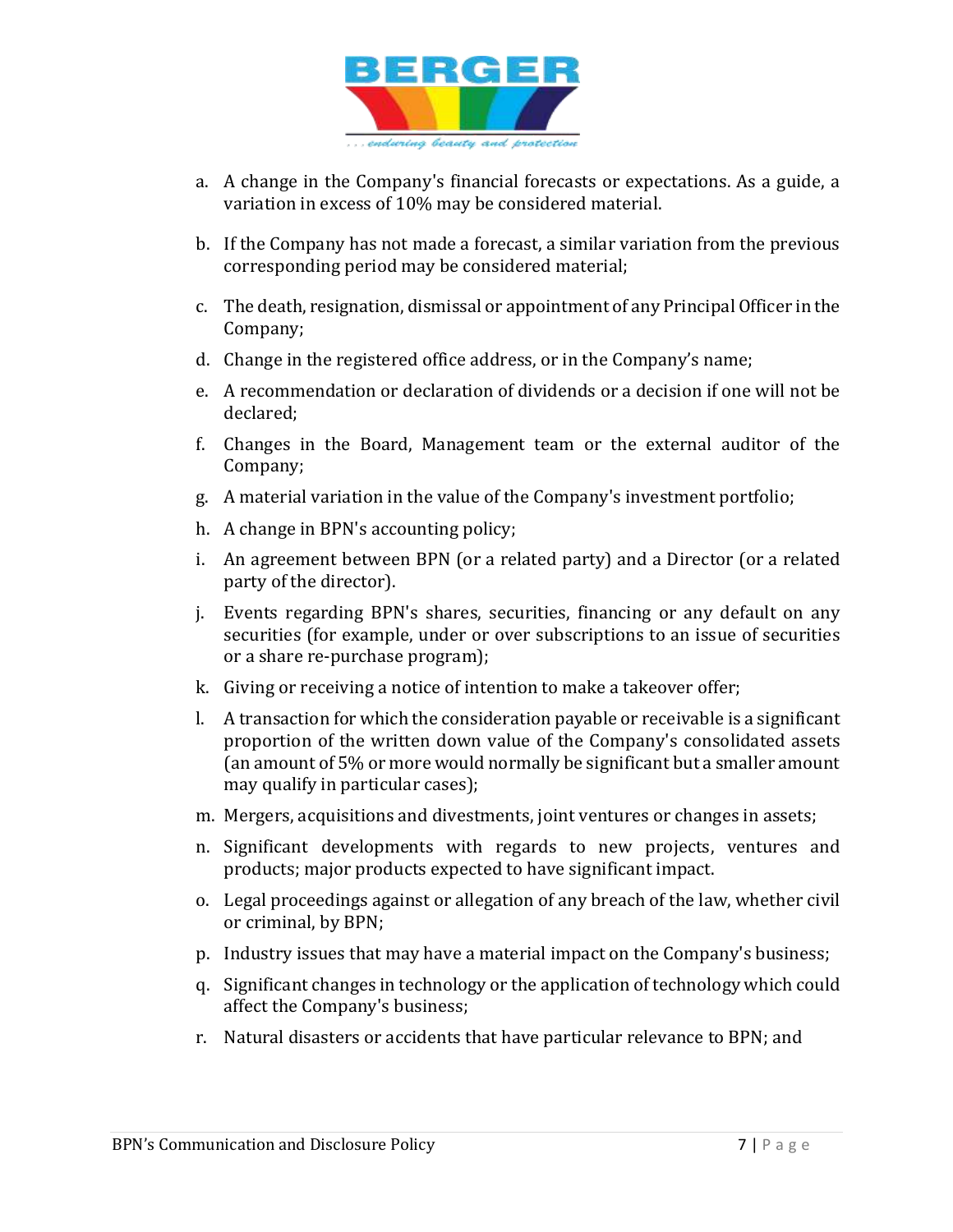a. A change in the Company's financial forecasts or expectations. As a guide, a variation in excess of 10% may be considered material.

b. If the Company has not made a forecast, a similar variation from the previous corresponding period may be considered material;

c. The death, resignation, dismissal or appointment of any Principal Officer in the Company;

d. Change in the registered office address, or in the Company's name;

e. A recommendation or declaration of dividends or a decision if one will not be declared;

f. Changes in the Board, Management team or the external auditor of the Company;

g. A material variation in the value of the Company's investment portfolio;

h. A change in BPN's accounting policy;

i. An agreement between BPN (or a related party) and a Director (or a related party of the director).

j. Events regarding BPN's shares, securities, financing or any default on any securities (for example, under or over subscriptions to an issue of securities or a share re-purchase program);

k. Giving or receiving a notice of intention to make a takeover offer;

l. A transaction for which the consideration payable or receivable is a significant proportion of the written down value of the Company's consolidated assets (an amount of 5% or more would normally be significant but a smaller amount may qualify in particular cases);

m. Mergers, acquisitions and divestments, joint ventures or changes in assets;

n. Significant developments with regards to new projects, ventures and products; major products expected to have significant impact.

o. Legal proceedings against or allegation of any breach of the law, whether civil or criminal, by BPN;

p. Industry issues that may have a material impact on the Company's business;

q. Significant changes in technology or the application of technology which could affect the Company's business;

r. Natural disasters or accidents that have particular relevance to BPN; and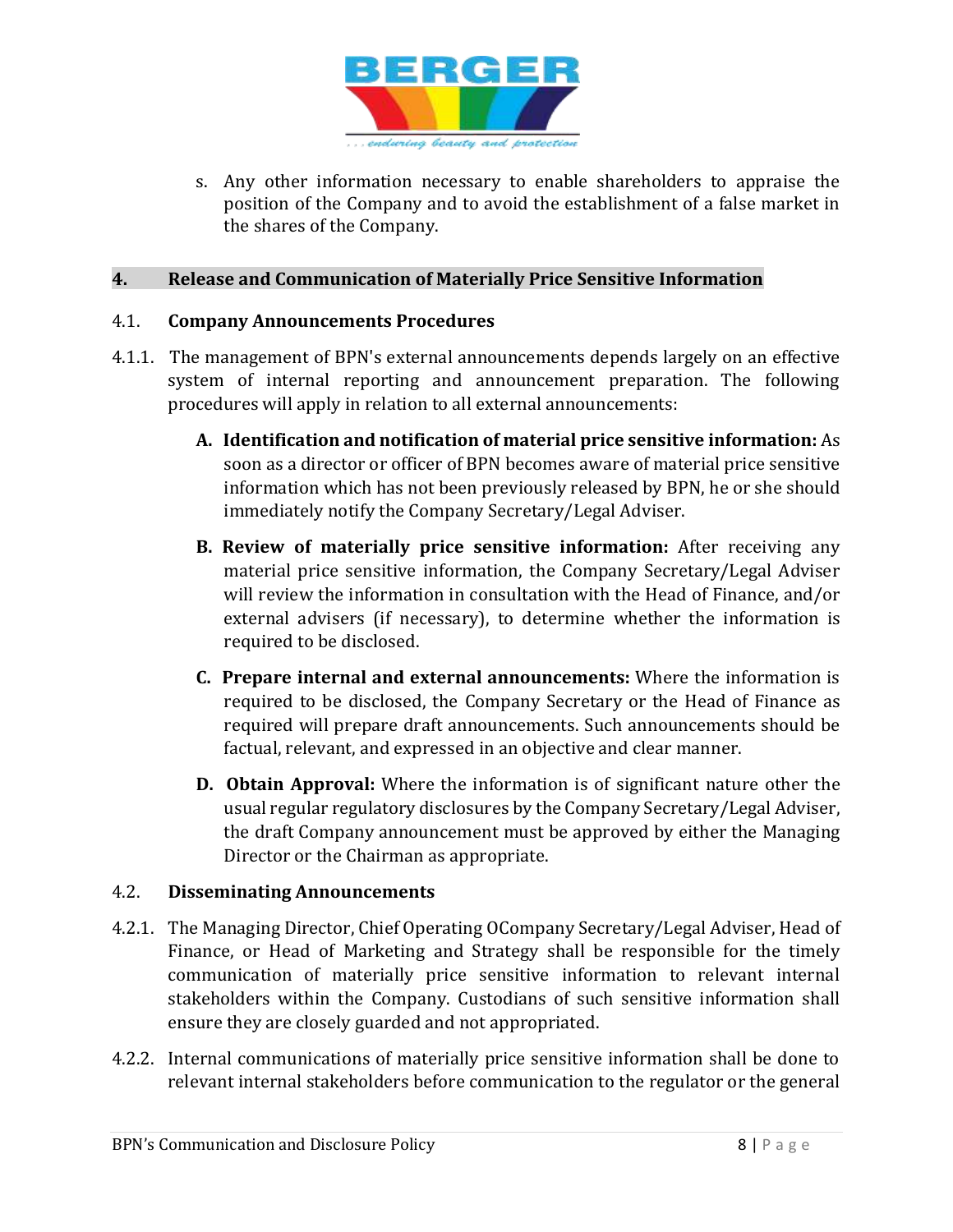s. Any other information necessary to enable shareholders to appraise the position of the Company and to avoid the establishment of a false market in the shares of the Company.

## 4. Release and Communication of Materially Price Sensitive Information

### 4.1. Company Announcements Procedures

4.1.1. The management of BPN's external announcements depends largely on an effective system of internal reporting and announcement preparation. The following procedures will apply in relation to all external announcements:

A. **Identification and notification of material price sensitive information:** As soon as a director or officer of BPN becomes aware of material price sensitive information which has not been previously released by BPN, he or she should immediately notify the Company Secretary/Legal Adviser.

B. **Review of materially price sensitive information:** After receiving any material price sensitive information, the Company Secretary/Legal Adviser will review the information in consultation with the Head of Finance, and/or external advisers (if necessary), to determine whether the information is required to be disclosed.

C. **Prepare internal and external announcements:** Where the information is required to be disclosed, the Company Secretary or the Head of Finance as required will prepare draft announcements. Such announcements should be factual, relevant, and expressed in an objective and clear manner.

D. **Obtain Approval:** Where the information is of significant nature other the usual regular regulatory disclosures by the Company Secretary/Legal Adviser, the draft Company announcement must be approved by either the Managing Director or the Chairman as appropriate.

### 4.2. Disseminating Announcements

4.2.1. The Managing Director, Chief Operating OCompany Secretary/Legal Adviser, Head of Finance, or Head of Marketing and Strategy shall be responsible for the timely communication of materially price sensitive information to relevant internal stakeholders within the Company. Custodians of such sensitive information shall ensure they are closely guarded and not appropriated.

4.2.2. Internal communications of materially price sensitive information shall be done to relevant internal stakeholders before communication to the regulator or the general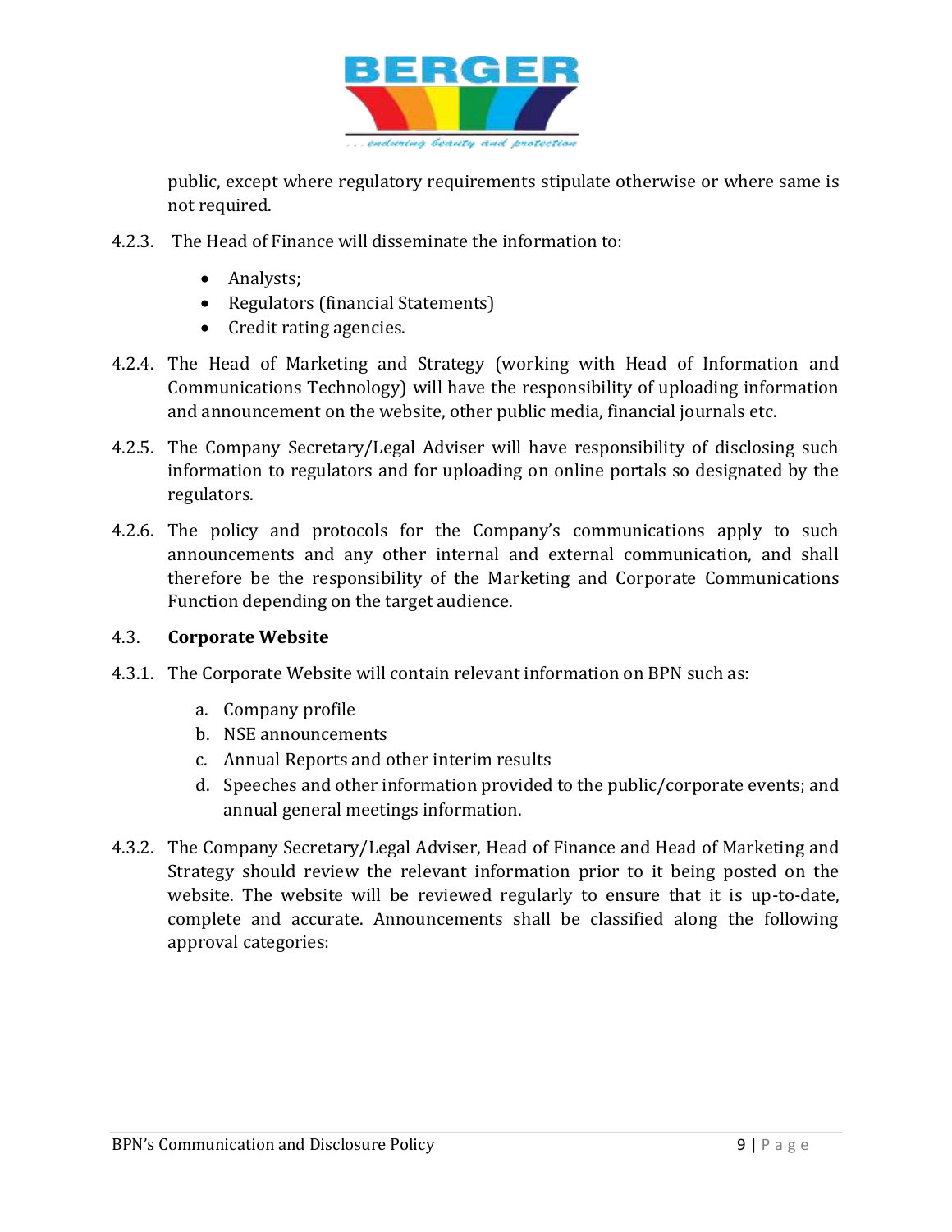public, except where regulatory requirements stipulate otherwise or where same is not required.

4.2.3. The Head of Finance will disseminate the information to:

- Analysts;
- Regulators (financial Statements)
- Credit rating agencies.

4.2.4. The Head of Marketing and Strategy (working with Head of Information and Communications Technology) will have the responsibility of uploading information and announcement on the website, other public media, financial journals etc.

4.2.5. The Company Secretary/Legal Adviser will have responsibility of disclosing such information to regulators and for uploading on online portals so designated by the regulators.

4.2.6. The policy and protocols for the Company's communications apply to such announcements and any other internal and external communication, and shall therefore be the responsibility of the Marketing and Corporate Communications Function depending on the target audience.

### 4.3. Corporate Website

4.3.1. The Corporate Website will contain relevant information on BPN such as:

a. Company profile
b. NSE announcements
c. Annual Reports and other interim results
d. Speeches and other information provided to the public/corporate events; and annual general meetings information.

4.3.2. The Company Secretary/Legal Adviser, Head of Finance and Head of Marketing and Strategy should review the relevant information prior to it being posted on the website. The website will be reviewed regularly to ensure that it is up-to-date, complete and accurate. Announcements shall be classified along the following approval categories: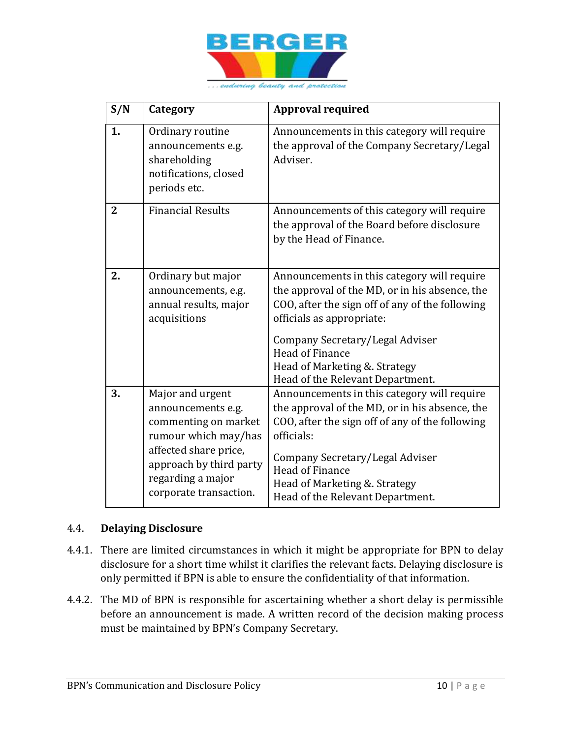| S/N | Category | Approval required |
|---|---|---|
| **1.** | Ordinary routine announcements e.g. shareholding notifications, closed periods etc. | Announcements in this category will require the approval of the Company Secretary/Legal Adviser. |
| **2** | Financial Results | Announcements of this category will require the approval of the Board before disclosure by the Head of Finance. |
| **2.** | Ordinary but major announcements, e.g. annual results, major acquisitions | Announcements in this category will require the approval of the MD, or in his absence, the COO, after the sign off of any of the following officials as appropriate:<br><br>Company Secretary/Legal Adviser<br>Head of Finance<br>Head of Marketing &. Strategy<br>Head of the Relevant Department. |
| **3.** | Major and urgent announcements e.g. commenting on market rumour which may/has affected share price, approach by third party regarding a major corporate transaction. | Announcements in this category will require the approval of the MD, or in his absence, the COO, after the sign off of any of the following officials:<br><br>Company Secretary/Legal Adviser<br>Head of Finance<br>Head of Marketing &. Strategy<br>Head of the Relevant Department. |

### 4.4. Delaying Disclosure

4.4.1. There are limited circumstances in which it might be appropriate for BPN to delay disclosure for a short time whilst it clarifies the relevant facts. Delaying disclosure is only permitted if BPN is able to ensure the confidentiality of that information.

4.4.2. The MD of BPN is responsible for ascertaining whether a short delay is permissible before an announcement is made. A written record of the decision making process must be maintained by BPN's Company Secretary.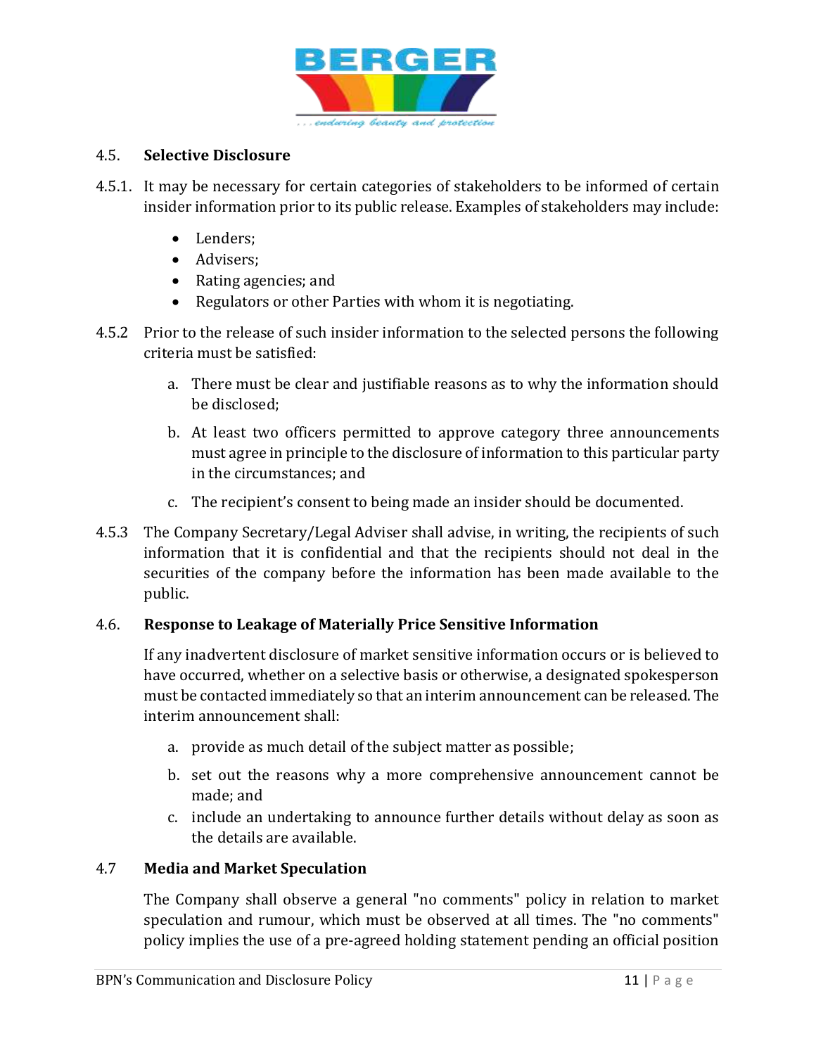### 4.5. Selective Disclosure

4.5.1. It may be necessary for certain categories of stakeholders to be informed of certain insider information prior to its public release. Examples of stakeholders may include:

- Lenders;
- Advisers;
- Rating agencies; and
- Regulators or other Parties with whom it is negotiating.

4.5.2 Prior to the release of such insider information to the selected persons the following criteria must be satisfied:

a. There must be clear and justifiable reasons as to why the information should be disclosed;

b. At least two officers permitted to approve category three announcements must agree in principle to the disclosure of information to this particular party in the circumstances; and

c. The recipient's consent to being made an insider should be documented.

4.5.3 The Company Secretary/Legal Adviser shall advise, in writing, the recipients of such information that it is confidential and that the recipients should not deal in the securities of the company before the information has been made available to the public.

### 4.6. Response to Leakage of Materially Price Sensitive Information

If any inadvertent disclosure of market sensitive information occurs or is believed to have occurred, whether on a selective basis or otherwise, a designated spokesperson must be contacted immediately so that an interim announcement can be released. The interim announcement shall:

a. provide as much detail of the subject matter as possible;

b. set out the reasons why a more comprehensive announcement cannot be made; and

c. include an undertaking to announce further details without delay as soon as the details are available.

### 4.7 Media and Market Speculation

The Company shall observe a general "no comments" policy in relation to market speculation and rumour, which must be observed at all times. The "no comments" policy implies the use of a pre-agreed holding statement pending an official position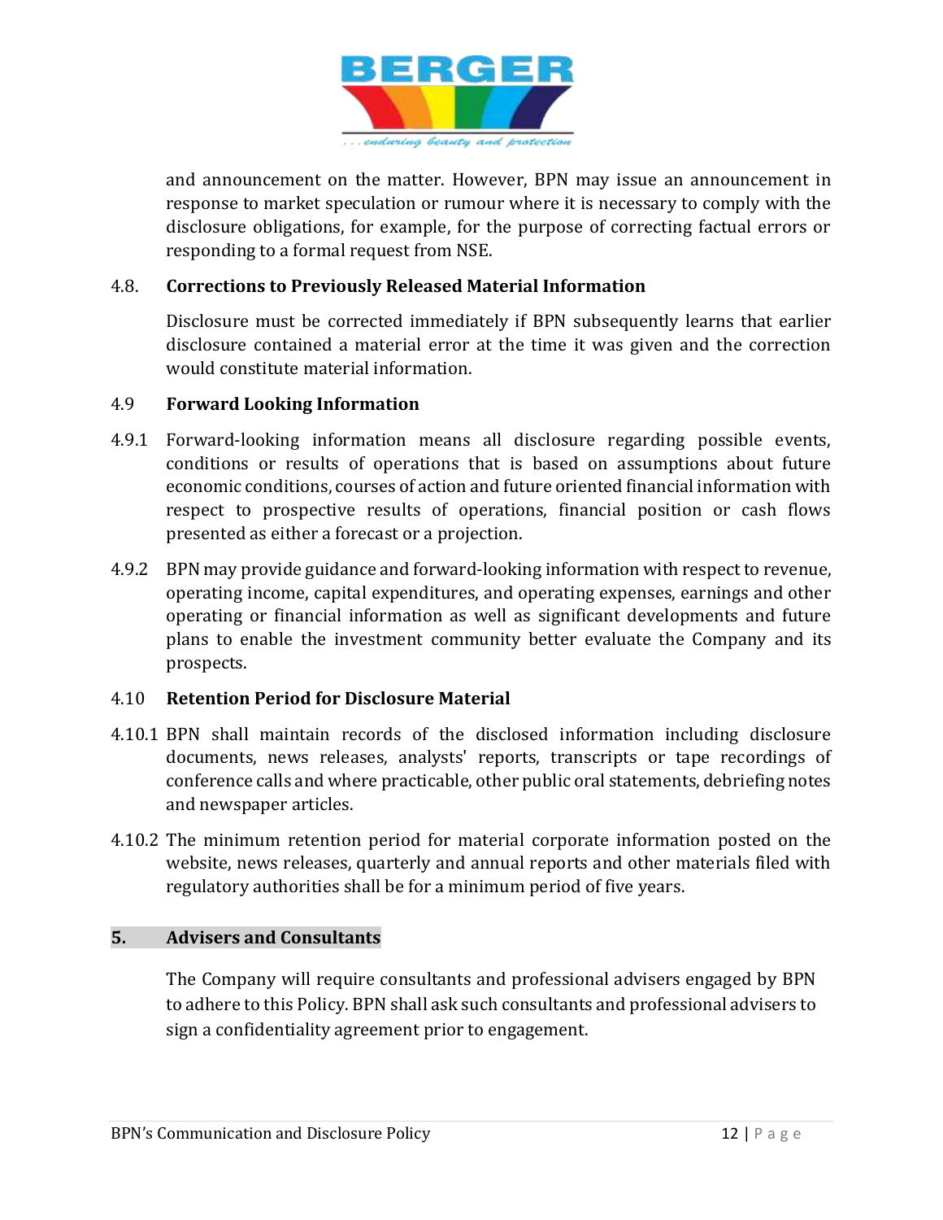and announcement on the matter. However, BPN may issue an announcement in response to market speculation or rumour where it is necessary to comply with the disclosure obligations, for example, for the purpose of correcting factual errors or responding to a formal request from NSE.

### 4.8. Corrections to Previously Released Material Information

Disclosure must be corrected immediately if BPN subsequently learns that earlier disclosure contained a material error at the time it was given and the correction would constitute material information.

### 4.9 Forward Looking Information

4.9.1 Forward-looking information means all disclosure regarding possible events, conditions or results of operations that is based on assumptions about future economic conditions, courses of action and future oriented financial information with respect to prospective results of operations, financial position or cash flows presented as either a forecast or a projection.

4.9.2 BPN may provide guidance and forward-looking information with respect to revenue, operating income, capital expenditures, and operating expenses, earnings and other operating or financial information as well as significant developments and future plans to enable the investment community better evaluate the Company and its prospects.

### 4.10 Retention Period for Disclosure Material

4.10.1 BPN shall maintain records of the disclosed information including disclosure documents, news releases, analysts' reports, transcripts or tape recordings of conference calls and where practicable, other public oral statements, debriefing notes and newspaper articles.

4.10.2 The minimum retention period for material corporate information posted on the website, news releases, quarterly and annual reports and other materials filed with regulatory authorities shall be for a minimum period of five years.

## 5. Advisers and Consultants

The Company will require consultants and professional advisers engaged by BPN to adhere to this Policy. BPN shall ask such consultants and professional advisers to sign a confidentiality agreement prior to engagement.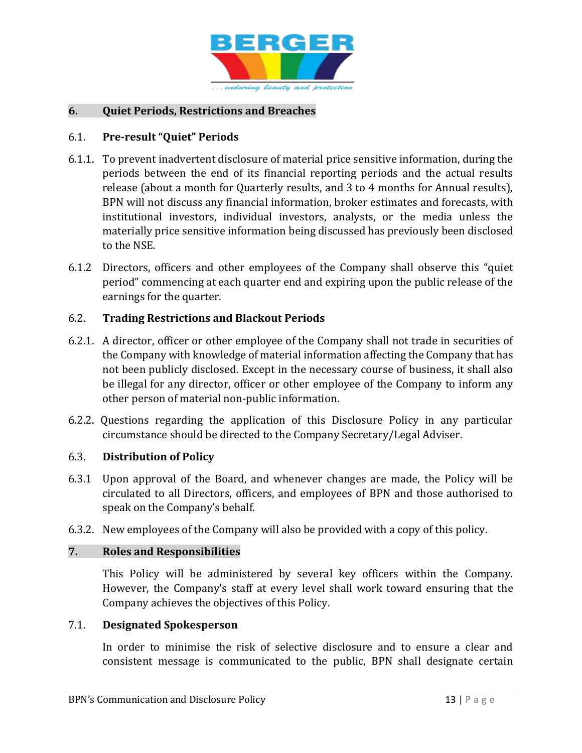## 6. Quiet Periods, Restrictions and Breaches

### 6.1. Pre-result "Quiet" Periods

6.1.1. To prevent inadvertent disclosure of material price sensitive information, during the periods between the end of its financial reporting periods and the actual results release (about a month for Quarterly results, and 3 to 4 months for Annual results), BPN will not discuss any financial information, broker estimates and forecasts, with institutional investors, individual investors, analysts, or the media unless the materially price sensitive information being discussed has previously been disclosed to the NSE.

6.1.2 Directors, officers and other employees of the Company shall observe this "quiet period" commencing at each quarter end and expiring upon the public release of the earnings for the quarter.

### 6.2. Trading Restrictions and Blackout Periods

6.2.1. A director, officer or other employee of the Company shall not trade in securities of the Company with knowledge of material information affecting the Company that has not been publicly disclosed. Except in the necessary course of business, it shall also be illegal for any director, officer or other employee of the Company to inform any other person of material non-public information.

6.2.2. Questions regarding the application of this Disclosure Policy in any particular circumstance should be directed to the Company Secretary/Legal Adviser.

### 6.3. Distribution of Policy

6.3.1 Upon approval of the Board, and whenever changes are made, the Policy will be circulated to all Directors, officers, and employees of BPN and those authorised to speak on the Company's behalf.

6.3.2. New employees of the Company will also be provided with a copy of this policy.

## 7. Roles and Responsibilities

This Policy will be administered by several key officers within the Company. However, the Company's staff at every level shall work toward ensuring that the Company achieves the objectives of this Policy.

### 7.1. Designated Spokesperson

In order to minimise the risk of selective disclosure and to ensure a clear and consistent message is communicated to the public, BPN shall designate certain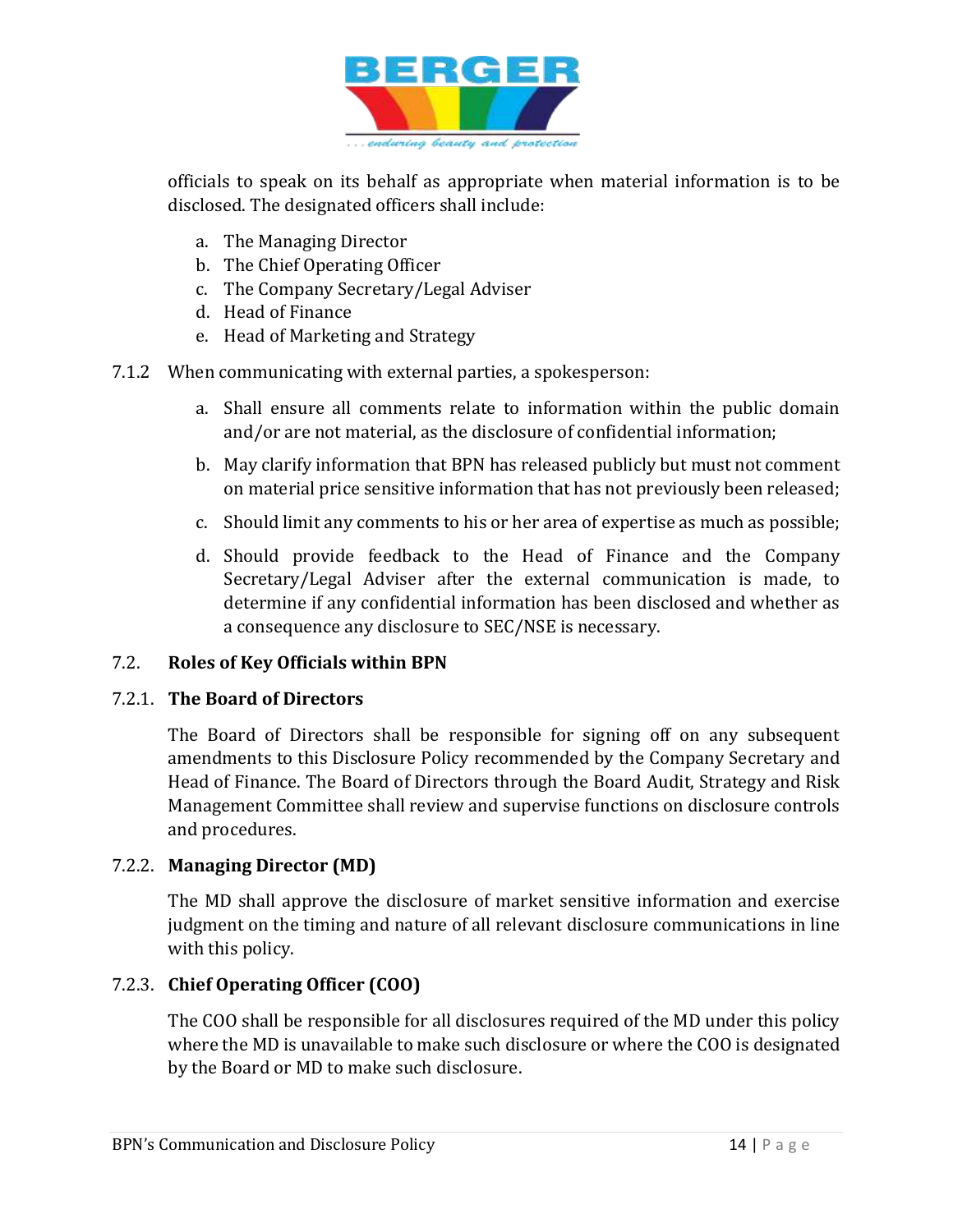officials to speak on its behalf as appropriate when material information is to be disclosed. The designated officers shall include:

a. The Managing Director
b. The Chief Operating Officer
c. The Company Secretary/Legal Adviser
d. Head of Finance
e. Head of Marketing and Strategy

7.1.2 When communicating with external parties, a spokesperson:

a. Shall ensure all comments relate to information within the public domain and/or are not material, as the disclosure of confidential information;

b. May clarify information that BPN has released publicly but must not comment on material price sensitive information that has not previously been released;

c. Should limit any comments to his or her area of expertise as much as possible;

d. Should provide feedback to the Head of Finance and the Company Secretary/Legal Adviser after the external communication is made, to determine if any confidential information has been disclosed and whether as a consequence any disclosure to SEC/NSE is necessary.

## 7.2. Roles of Key Officials within BPN

### 7.2.1. The Board of Directors

The Board of Directors shall be responsible for signing off on any subsequent amendments to this Disclosure Policy recommended by the Company Secretary and Head of Finance. The Board of Directors through the Board Audit, Strategy and Risk Management Committee shall review and supervise functions on disclosure controls and procedures.

### 7.2.2. Managing Director (MD)

The MD shall approve the disclosure of market sensitive information and exercise judgment on the timing and nature of all relevant disclosure communications in line with this policy.

### 7.2.3. Chief Operating Officer (COO)

The COO shall be responsible for all disclosures required of the MD under this policy where the MD is unavailable to make such disclosure or where the COO is designated by the Board or MD to make such disclosure.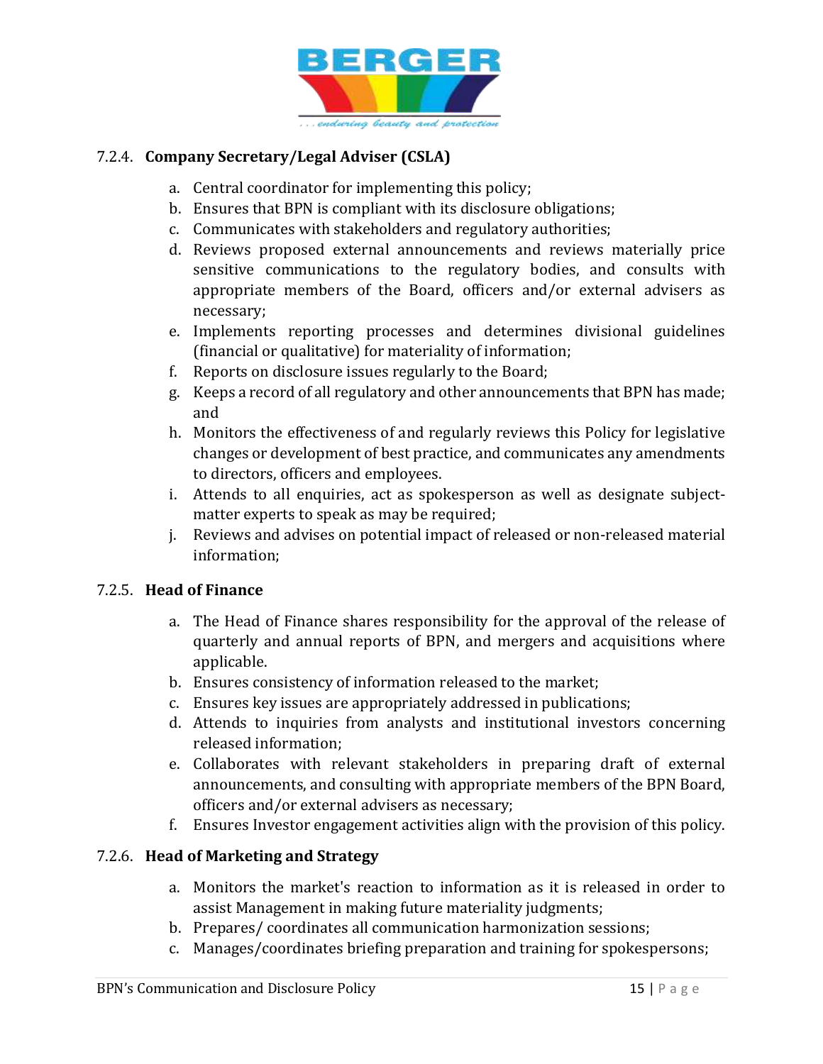#### 7.2.4. **Company Secretary/Legal Adviser (CSLA)**

a. Central coordinator for implementing this policy;
b. Ensures that BPN is compliant with its disclosure obligations;
c. Communicates with stakeholders and regulatory authorities;
d. Reviews proposed external announcements and reviews materially price sensitive communications to the regulatory bodies, and consults with appropriate members of the Board, officers and/or external advisers as necessary;
e. Implements reporting processes and determines divisional guidelines (financial or qualitative) for materiality of information;
f. Reports on disclosure issues regularly to the Board;
g. Keeps a record of all regulatory and other announcements that BPN has made; and
h. Monitors the effectiveness of and regularly reviews this Policy for legislative changes or development of best practice, and communicates any amendments to directors, officers and employees.
i. Attends to all enquiries, act as spokesperson as well as designate subject-matter experts to speak as may be required;
j. Reviews and advises on potential impact of released or non-released material information;

#### 7.2.5. **Head of Finance**

a. The Head of Finance shares responsibility for the approval of the release of quarterly and annual reports of BPN, and mergers and acquisitions where applicable.
b. Ensures consistency of information released to the market;
c. Ensures key issues are appropriately addressed in publications;
d. Attends to inquiries from analysts and institutional investors concerning released information;
e. Collaborates with relevant stakeholders in preparing draft of external announcements, and consulting with appropriate members of the BPN Board, officers and/or external advisers as necessary;
f. Ensures Investor engagement activities align with the provision of this policy.

#### 7.2.6. **Head of Marketing and Strategy**

a. Monitors the market's reaction to information as it is released in order to assist Management in making future materiality judgments;
b. Prepares/ coordinates all communication harmonization sessions;
c. Manages/coordinates briefing preparation and training for spokespersons;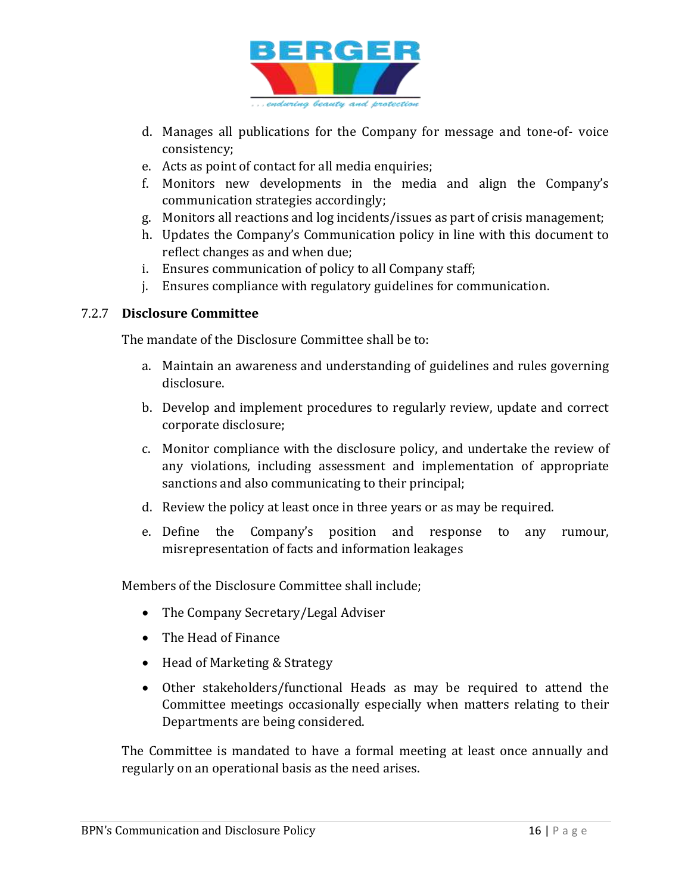d. Manages all publications for the Company for message and tone-of- voice consistency;
e. Acts as point of contact for all media enquiries;
f. Monitors new developments in the media and align the Company's communication strategies accordingly;
g. Monitors all reactions and log incidents/issues as part of crisis management;
h. Updates the Company's Communication policy in line with this document to reflect changes as and when due;
i. Ensures communication of policy to all Company staff;
j. Ensures compliance with regulatory guidelines for communication.

### 7.2.7 Disclosure Committee

The mandate of the Disclosure Committee shall be to:

a. Maintain an awareness and understanding of guidelines and rules governing disclosure.
b. Develop and implement procedures to regularly review, update and correct corporate disclosure;
c. Monitor compliance with the disclosure policy, and undertake the review of any violations, including assessment and implementation of appropriate sanctions and also communicating to their principal;
d. Review the policy at least once in three years or as may be required.
e. Define the Company's position and response to any rumour, misrepresentation of facts and information leakages

Members of the Disclosure Committee shall include;

- The Company Secretary/Legal Adviser
- The Head of Finance
- Head of Marketing & Strategy
- Other stakeholders/functional Heads as may be required to attend the Committee meetings occasionally especially when matters relating to their Departments are being considered.

The Committee is mandated to have a formal meeting at least once annually and regularly on an operational basis as the need arises.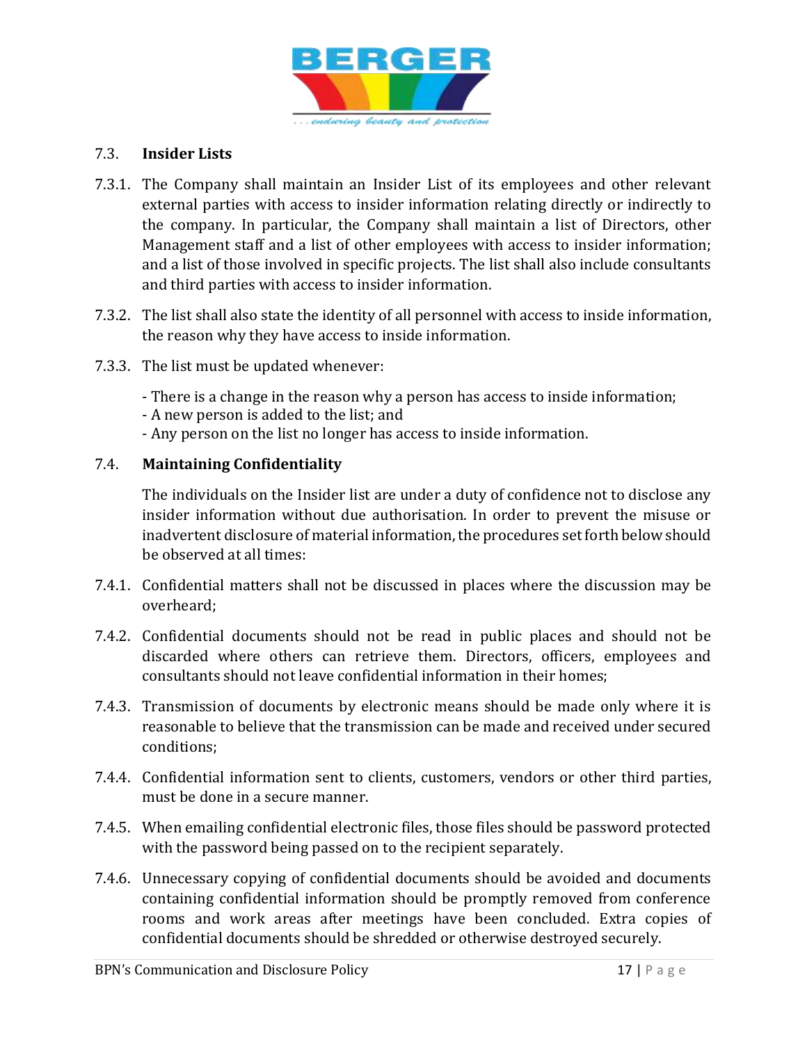### 7.3. Insider Lists

7.3.1. The Company shall maintain an Insider List of its employees and other relevant external parties with access to insider information relating directly or indirectly to the company. In particular, the Company shall maintain a list of Directors, other Management staff and a list of other employees with access to insider information; and a list of those involved in specific projects. The list shall also include consultants and third parties with access to insider information.

7.3.2. The list shall also state the identity of all personnel with access to inside information, the reason why they have access to inside information.

7.3.3. The list must be updated whenever:

- There is a change in the reason why a person has access to inside information;
- A new person is added to the list; and
- Any person on the list no longer has access to inside information.

### 7.4. Maintaining Confidentiality

The individuals on the Insider list are under a duty of confidence not to disclose any insider information without due authorisation. In order to prevent the misuse or inadvertent disclosure of material information, the procedures set forth below should be observed at all times:

7.4.1. Confidential matters shall not be discussed in places where the discussion may be overheard;

7.4.2. Confidential documents should not be read in public places and should not be discarded where others can retrieve them. Directors, officers, employees and consultants should not leave confidential information in their homes;

7.4.3. Transmission of documents by electronic means should be made only where it is reasonable to believe that the transmission can be made and received under secured conditions;

7.4.4. Confidential information sent to clients, customers, vendors or other third parties, must be done in a secure manner.

7.4.5. When emailing confidential electronic files, those files should be password protected with the password being passed on to the recipient separately.

7.4.6. Unnecessary copying of confidential documents should be avoided and documents containing confidential information should be promptly removed from conference rooms and work areas after meetings have been concluded. Extra copies of confidential documents should be shredded or otherwise destroyed securely.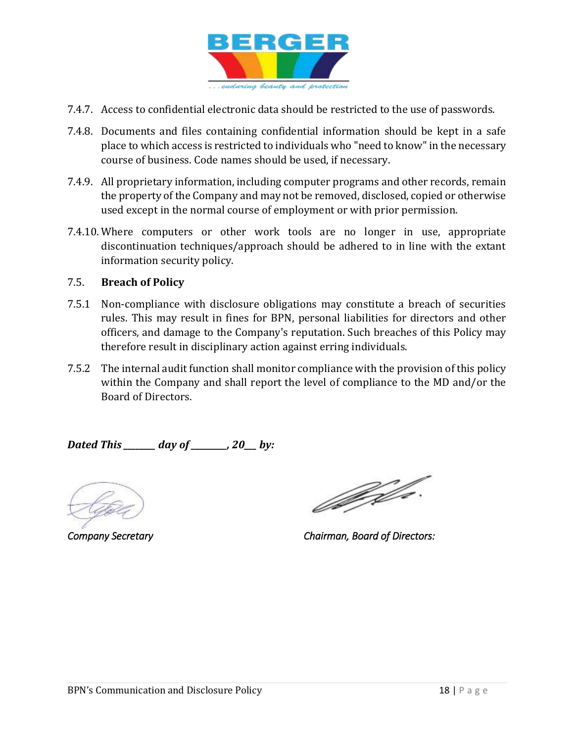7.4.7. Access to confidential electronic data should be restricted to the use of passwords.

7.4.8. Documents and files containing confidential information should be kept in a safe place to which access is restricted to individuals who "need to know" in the necessary course of business. Code names should be used, if necessary.

7.4.9. All proprietary information, including computer programs and other records, remain the property of the Company and may not be removed, disclosed, copied or otherwise used except in the normal course of employment or with prior permission.

7.4.10. Where computers or other work tools are no longer in use, appropriate discontinuation techniques/approach should be adhered to in line with the extant information security policy.

7.5. **Breach of Policy**

7.5.1 Non-compliance with disclosure obligations may constitute a breach of securities rules. This may result in fines for BPN, personal liabilities for directors and other officers, and damage to the Company's reputation. Such breaches of this Policy may therefore result in disciplinary action against erring individuals.

7.5.2 The internal audit function shall monitor compliance with the provision of this policy within the Company and shall report the level of compliance to the MD and/or the Board of Directors.

***Dated This _______ day of ________, 20__ by:***

*Company Secretary* *Chairman, Board of Directors:*